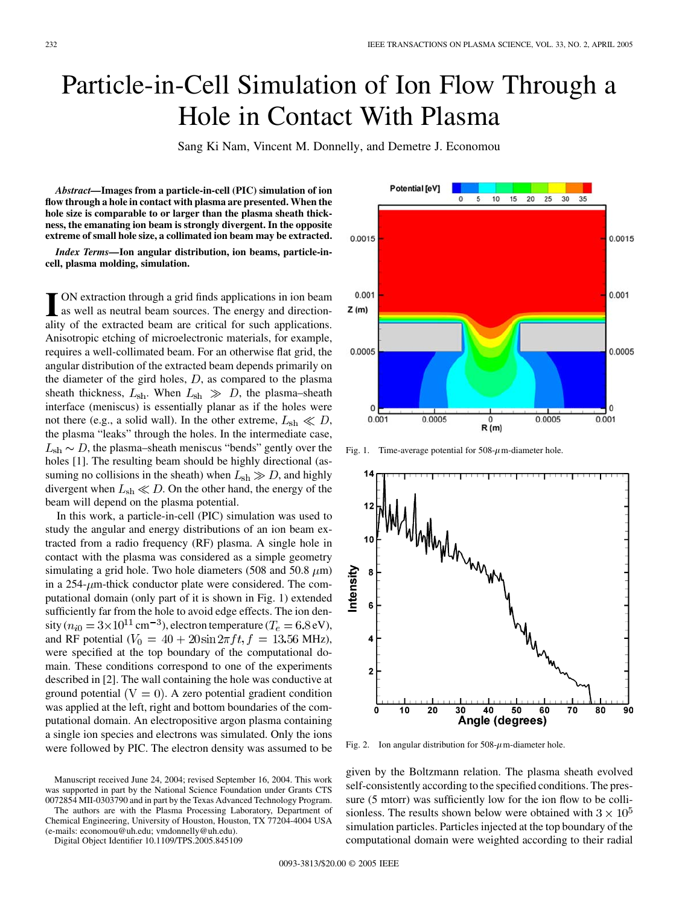# Particle-in-Cell Simulation of Ion Flow Through a Hole in Contact With Plasma

Sang Ki Nam, Vincent M. Donnelly, and Demetre J. Economou

***Abstract*—Images from a particle-in-cell (PIC) simulation of ion flow through a hole in contact with plasma are presented. When the hole size is comparable to or larger than the plasma sheath thickness, the emanating ion beam is strongly divergent. In the opposite extreme of small hole size, a collimated ion beam may be extracted.**

***Index Terms*—Ion angular distribution, ion beams, particle-in-cell, plasma molding, simulation.**

ION extraction through a grid finds applications in ion beam as well as neutral beam sources. The energy and directionality of the extracted beam are critical for such applications. Anisotropic etching of microelectronic materials, for example, requires a well-collimated beam. For an otherwise flat grid, the angular distribution of the extracted beam depends primarily on the diameter of the gird holes, $D$, as compared to the plasma sheath thickness, $L_{\rm sh}$. When $L_{\rm sh} \gg D$, the plasma–sheath interface (meniscus) is essentially planar as if the holes were not there (e.g., a solid wall). In the other extreme, $L_{\rm sh} \ll D$, the plasma "leaks" through the holes. In the intermediate case, $L_{\rm sh} \sim D$, the plasma–sheath meniscus "bends" gently over the holes [1]. The resulting beam should be highly directional (assuming no collisions in the sheath) when $L_{\rm sh} \gg D$, and highly divergent when $L_{\rm sh} \ll D$. On the other hand, the energy of the beam will depend on the plasma potential.

In this work, a particle-in-cell (PIC) simulation was used to study the angular and energy distributions of an ion beam extracted from a radio frequency (RF) plasma. A single hole in contact with the plasma was considered as a simple geometry simulating a grid hole. Two hole diameters (508 and 50.8 $\mu$m) in a 254-$\mu$m-thick conductor plate were considered. The computational domain (only part of it is shown in Fig. 1) extended sufficiently far from the hole to avoid edge effects. The ion density ($n_{i0} = 3\times10^{11}$ cm$^{-3}$), electron temperature ($T_e = 6.8$ eV), and RF potential ($V_0 = 40 + 20\sin 2\pi ft, f = 13.56$ MHz), were specified at the top boundary of the computational domain. These conditions correspond to one of the experiments described in [2]. The wall containing the hole was conductive at ground potential (V = 0). A zero potential gradient condition was applied at the left, right and bottom boundaries of the computational domain. An electropositive argon plasma containing a single ion species and electrons was simulated. Only the ions were followed by PIC. The electron density was assumed to be given by the Boltzmann relation. The plasma sheath evolved self-consistently according to the specified conditions. The pressure (5 mtorr) was sufficiently low for the ion flow to be collisionless. The results shown below were obtained with $3 \times 10^5$ simulation particles. Particles injected at the top boundary of the computational domain were weighted according to their radial

Fig. 1. Time-average potential for 508-$\mu$m-diameter hole.

Fig. 2. Ion angular distribution for 508-$\mu$m-diameter hole.

Manuscript received June 24, 2004; revised September 16, 2004. This work was supported in part by the National Science Foundation under Grants CTS 0072854 MII-0303790 and in part by the Texas Advanced Technology Program.

The authors are with the Plasma Processing Laboratory, Department of Chemical Engineering, University of Houston, Houston, TX 77204-4004 USA (e-mails: economou@uh.edu; vmdonnelly@uh.edu).

Digital Object Identifier 10.1109/TPS.2005.845109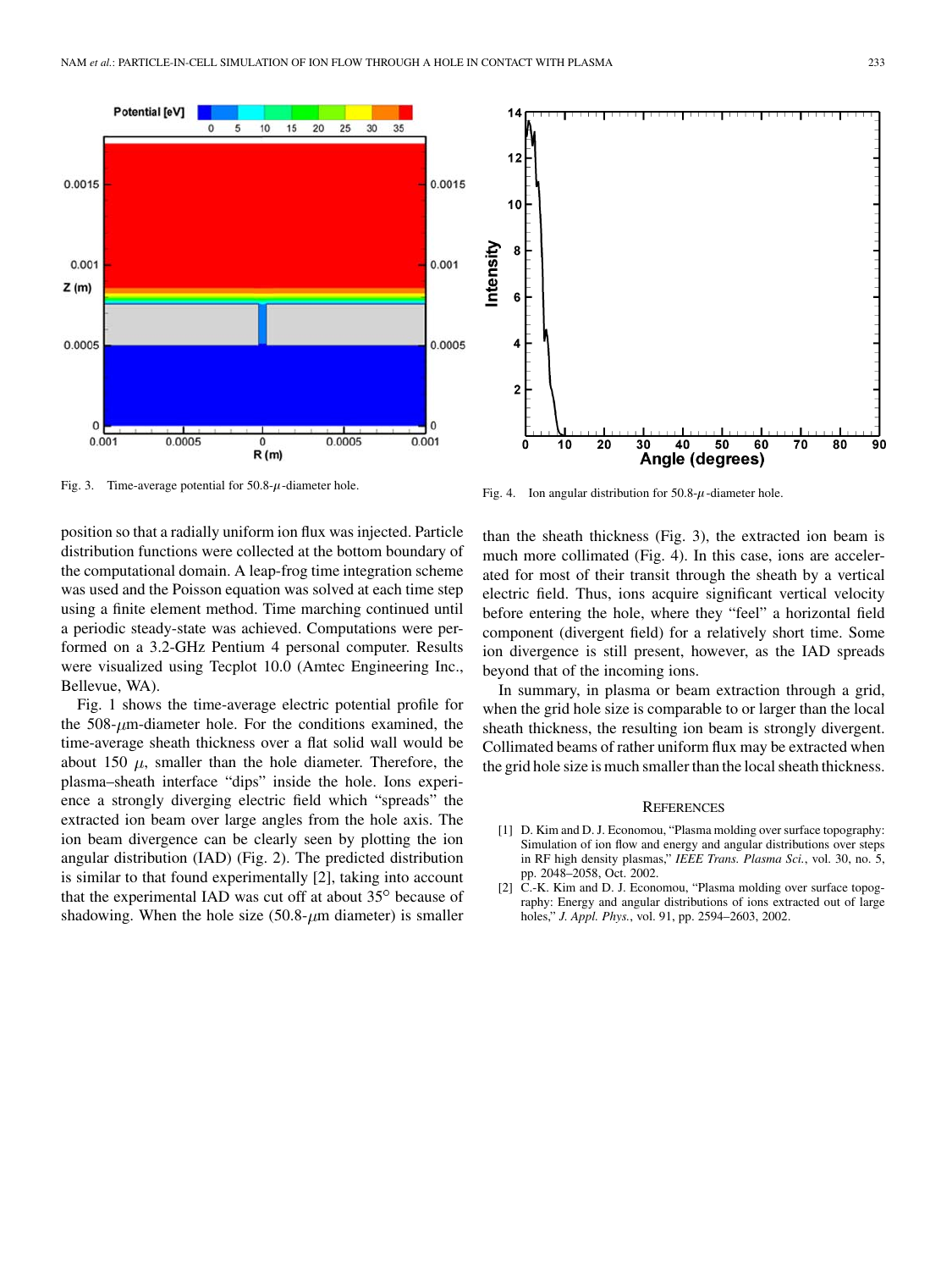Potential [eV]

0 5 10 15 20 25 30 35

0.0015

0.001

Z (m)

0.0005

0

0.001 0.0005 0 0.0005 0.001

R (m)

Fig. 3. Time-average potential for 50.8-$\mu$-diameter hole.

14

12

10

8

6

4

2

Intensity

0 10 20 30 40 50 60 70 80 90

Angle (degrees)

Fig. 4. Ion angular distribution for 50.8-$\mu$-diameter hole.

position so that a radially uniform ion flux was injected. Particle distribution functions were collected at the bottom boundary of the computational domain. A leap-frog time integration scheme was used and the Poisson equation was solved at each time step using a finite element method. Time marching continued until a periodic steady-state was achieved. Computations were performed on a 3.2-GHz Pentium 4 personal computer. Results were visualized using Tecplot 10.0 (Amtec Engineering Inc., Bellevue, WA).

Fig. 1 shows the time-average electric potential profile for the 508-$\mu$m-diameter hole. For the conditions examined, the time-average sheath thickness over a flat solid wall would be about 150 $\mu$, smaller than the hole diameter. Therefore, the plasma–sheath interface "dips" inside the hole. Ions experience a strongly diverging electric field which "spreads" the extracted ion beam over large angles from the hole axis. The ion beam divergence can be clearly seen by plotting the ion angular distribution (IAD) (Fig. 2). The predicted distribution is similar to that found experimentally [2], taking into account that the experimental IAD was cut off at about 35° because of shadowing. When the hole size (50.8-$\mu$m diameter) is smaller than the sheath thickness (Fig. 3), the extracted ion beam is much more collimated (Fig. 4). In this case, ions are accelerated for most of their transit through the sheath by a vertical electric field. Thus, ions acquire significant vertical velocity before entering the hole, where they "feel" a horizontal field component (divergent field) for a relatively short time. Some ion divergence is still present, however, as the IAD spreads beyond that of the incoming ions.

In summary, in plasma or beam extraction through a grid, when the grid hole size is comparable to or larger than the local sheath thickness, the resulting ion beam is strongly divergent. Collimated beams of rather uniform flux may be extracted when the grid hole size is much smaller than the local sheath thickness.

## References

[1] D. Kim and D. J. Economou, "Plasma molding over surface topography: Simulation of ion flow and energy and angular distributions over steps in RF high density plasmas," *IEEE Trans. Plasma Sci.*, vol. 30, no. 5, pp. 2048–2058, Oct. 2002.

[2] C.-K. Kim and D. J. Economou, "Plasma molding over surface topography: Energy and angular distributions of ions extracted out of large holes," *J. Appl. Phys.*, vol. 91, pp. 2594–2603, 2002.